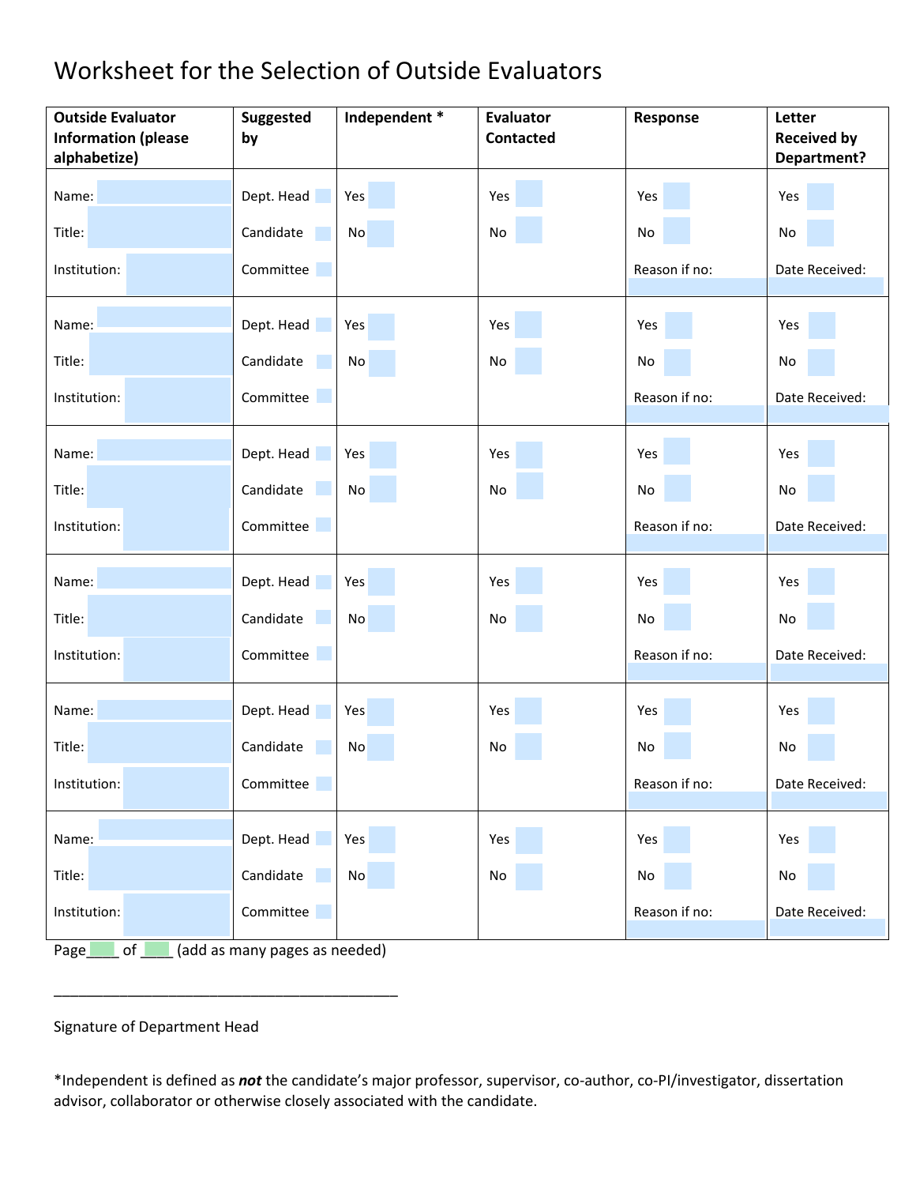# Worksheet for the Selection of Outside Evaluators

| Outside Evaluator Information (please alphabetize) | Suggested by | Independent * | Evaluator Contacted | Response | Letter Received by Department? |
|---|---|---|---|---|---|
| Name:<br>Title:<br>Institution: | Dept. Head<br>Candidate<br>Committee | Yes<br>No | Yes<br>No | Yes<br>No<br>Reason if no: | Yes<br>No<br>Date Received: |
| Name:<br>Title:<br>Institution: | Dept. Head<br>Candidate<br>Committee | Yes<br>No | Yes<br>No | Yes<br>No<br>Reason if no: | Yes<br>No<br>Date Received: |
| Name:<br>Title:<br>Institution: | Dept. Head<br>Candidate<br>Committee | Yes<br>No | Yes<br>No | Yes<br>No<br>Reason if no: | Yes<br>No<br>Date Received: |
| Name:<br>Title:<br>Institution: | Dept. Head<br>Candidate<br>Committee | Yes<br>No | Yes<br>No | Yes<br>No<br>Reason if no: | Yes<br>No<br>Date Received: |
| Name:<br>Title:<br>Institution: | Dept. Head<br>Candidate<br>Committee | Yes<br>No | Yes<br>No | Yes<br>No<br>Reason if no: | Yes<br>No<br>Date Received: |
| Name:<br>Title:<br>Institution: | Dept. Head<br>Candidate<br>Committee | Yes<br>No | Yes<br>No | Yes<br>No<br>Reason if no: | Yes<br>No<br>Date Received: |

Page____ of ____ (add as many pages as needed)

_____________________________________________

Signature of Department Head

*Independent is defined as ***not*** the candidate's major professor, supervisor, co-author, co-PI/investigator, dissertation advisor, collaborator or otherwise closely associated with the candidate.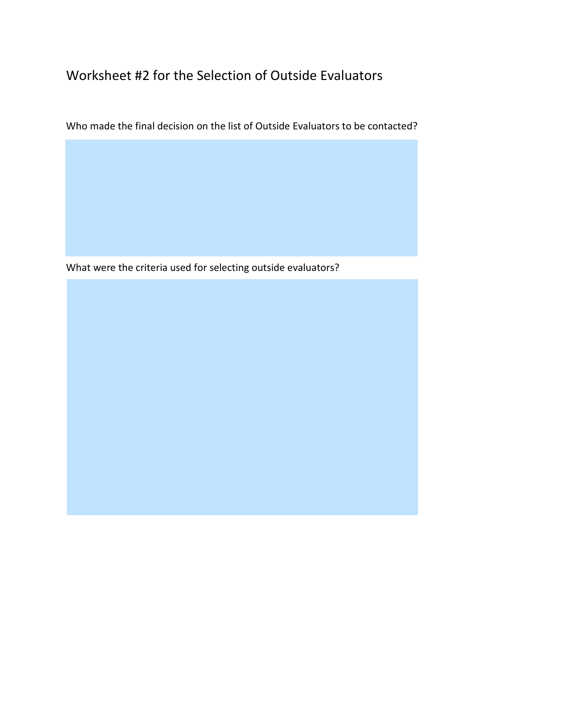# Worksheet #2 for the Selection of Outside Evaluators

Who made the final decision on the list of Outside Evaluators to be contacted?

What were the criteria used for selecting outside evaluators?